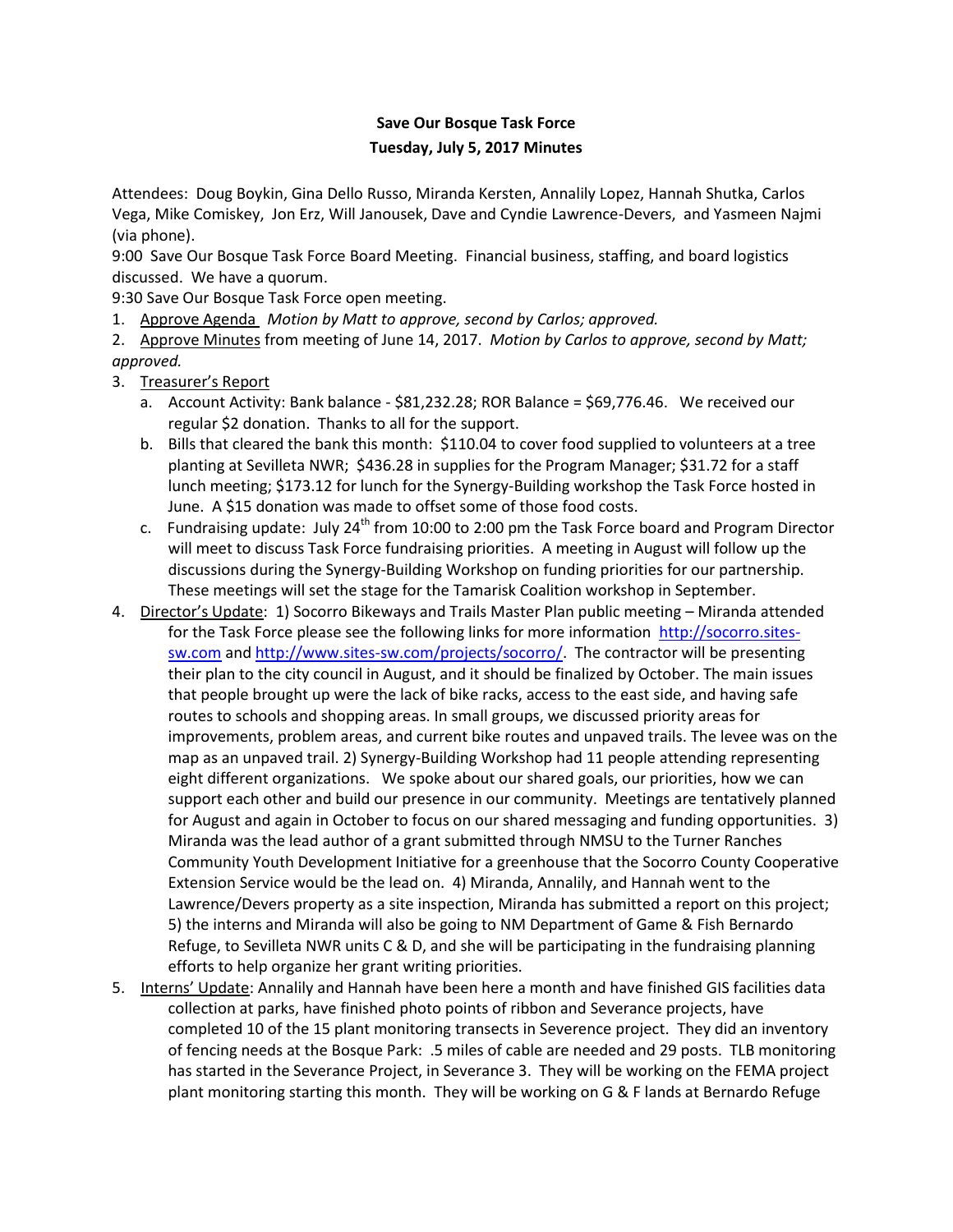**Save Our Bosque Task Force**
**Tuesday, July 5, 2017 Minutes**

Attendees: Doug Boykin, Gina Dello Russo, Miranda Kersten, Annalily Lopez, Hannah Shutka, Carlos Vega, Mike Comiskey, Jon Erz, Will Janousek, Dave and Cyndie Lawrence-Devers, and Yasmeen Najmi (via phone).

9:00 Save Our Bosque Task Force Board Meeting. Financial business, staffing, and board logistics discussed. We have a quorum.

9:30 Save Our Bosque Task Force open meeting.

1. Approve Agenda *Motion by Matt to approve, second by Carlos; approved.*
2. Approve Minutes from meeting of June 14, 2017. *Motion by Carlos to approve, second by Matt; approved.*
3. Treasurer's Report
   a. Account Activity: Bank balance - $81,232.28; ROR Balance = $69,776.46. We received our regular $2 donation. Thanks to all for the support.
   b. Bills that cleared the bank this month: $110.04 to cover food supplied to volunteers at a tree planting at Sevilleta NWR; $436.28 in supplies for the Program Manager; $31.72 for a staff lunch meeting; $173.12 for lunch for the Synergy-Building workshop the Task Force hosted in June. A $15 donation was made to offset some of those food costs.
   c. Fundraising update: July 24th from 10:00 to 2:00 pm the Task Force board and Program Director will meet to discuss Task Force fundraising priorities. A meeting in August will follow up the discussions during the Synergy-Building Workshop on funding priorities for our partnership. These meetings will set the stage for the Tamarisk Coalition workshop in September.
4. Director's Update: 1) Socorro Bikeways and Trails Master Plan public meeting – Miranda attended for the Task Force please see the following links for more information http://socorro.sites-sw.com and http://www.sites-sw.com/projects/socorro/. The contractor will be presenting their plan to the city council in August, and it should be finalized by October. The main issues that people brought up were the lack of bike racks, access to the east side, and having safe routes to schools and shopping areas. In small groups, we discussed priority areas for improvements, problem areas, and current bike routes and unpaved trails. The levee was on the map as an unpaved trail. 2) Synergy-Building Workshop had 11 people attending representing eight different organizations. We spoke about our shared goals, our priorities, how we can support each other and build our presence in our community. Meetings are tentatively planned for August and again in October to focus on our shared messaging and funding opportunities. 3) Miranda was the lead author of a grant submitted through NMSU to the Turner Ranches Community Youth Development Initiative for a greenhouse that the Socorro County Cooperative Extension Service would be the lead on. 4) Miranda, Annalily, and Hannah went to the Lawrence/Devers property as a site inspection, Miranda has submitted a report on this project; 5) the interns and Miranda will also be going to NM Department of Game & Fish Bernardo Refuge, to Sevilleta NWR units C & D, and she will be participating in the fundraising planning efforts to help organize her grant writing priorities.
5. Interns' Update: Annalily and Hannah have been here a month and have finished GIS facilities data collection at parks, have finished photo points of ribbon and Severance projects, have completed 10 of the 15 plant monitoring transects in Severence project. They did an inventory of fencing needs at the Bosque Park: .5 miles of cable are needed and 29 posts. TLB monitoring has started in the Severance Project, in Severance 3. They will be working on the FEMA project plant monitoring starting this month. They will be working on G & F lands at Bernardo Refuge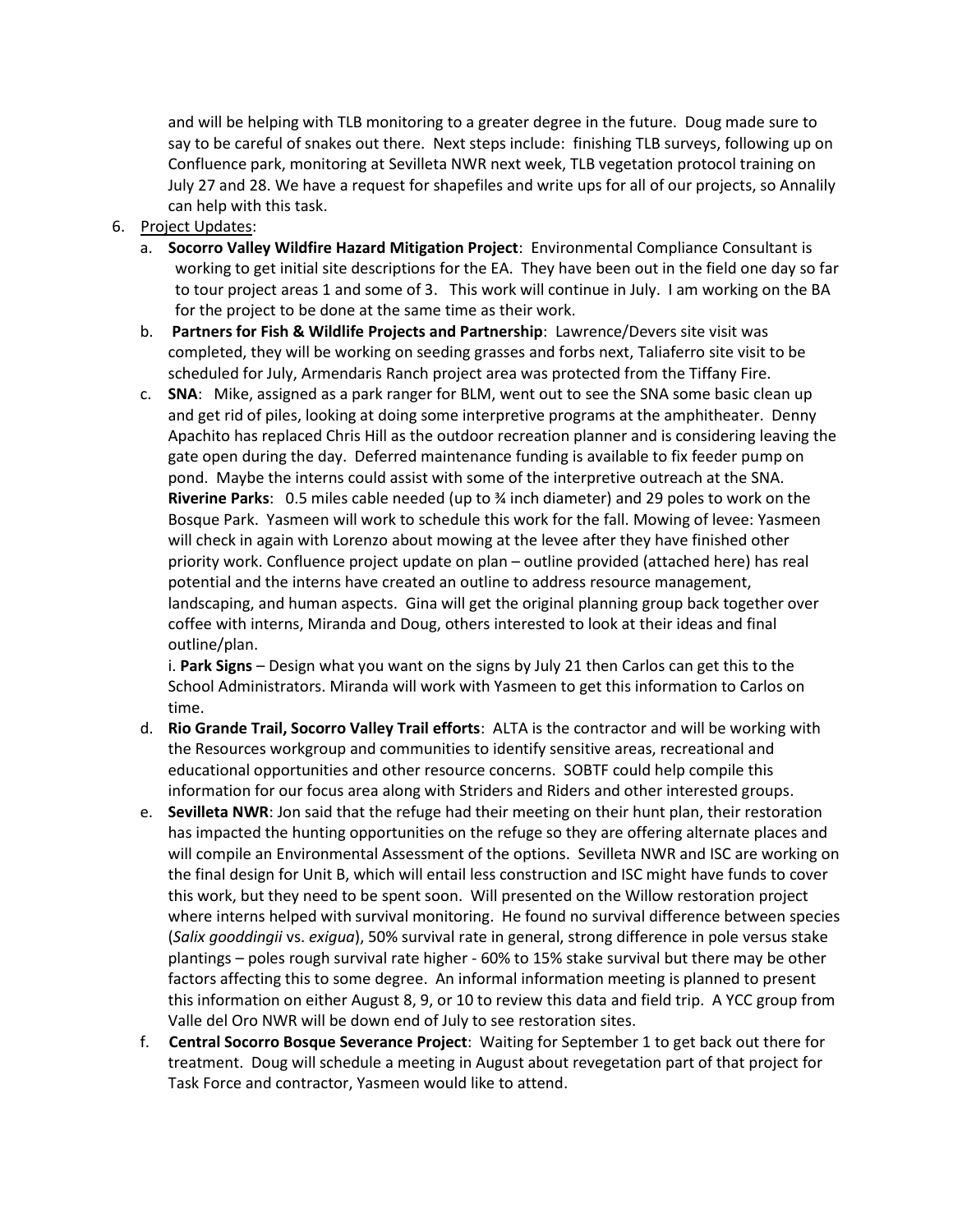and will be helping with TLB monitoring to a greater degree in the future. Doug made sure to say to be careful of snakes out there. Next steps include: finishing TLB surveys, following up on Confluence park, monitoring at Sevilleta NWR next week, TLB vegetation protocol training on July 27 and 28. We have a request for shapefiles and write ups for all of our projects, so Annalily can help with this task.

6. Project Updates:
   a. **Socorro Valley Wildfire Hazard Mitigation Project**: Environmental Compliance Consultant is working to get initial site descriptions for the EA. They have been out in the field one day so far to tour project areas 1 and some of 3. This work will continue in July. I am working on the BA for the project to be done at the same time as their work.
   b. **Partners for Fish & Wildlife Projects and Partnership**: Lawrence/Devers site visit was completed, they will be working on seeding grasses and forbs next, Taliaferro site visit to be scheduled for July, Armendaris Ranch project area was protected from the Tiffany Fire.
   c. **SNA**: Mike, assigned as a park ranger for BLM, went out to see the SNA some basic clean up and get rid of piles, looking at doing some interpretive programs at the amphitheater. Denny Apachito has replaced Chris Hill as the outdoor recreation planner and is considering leaving the gate open during the day. Deferred maintenance funding is available to fix feeder pump on pond. Maybe the interns could assist with some of the interpretive outreach at the SNA.
      **Riverine Parks**: 0.5 miles cable needed (up to ¾ inch diameter) and 29 poles to work on the Bosque Park. Yasmeen will work to schedule this work for the fall. Mowing of levee: Yasmeen will check in again with Lorenzo about mowing at the levee after they have finished other priority work. Confluence project update on plan – outline provided (attached here) has real potential and the interns have created an outline to address resource management, landscaping, and human aspects. Gina will get the original planning group back together over coffee with interns, Miranda and Doug, others interested to look at their ideas and final outline/plan.
      i. **Park Signs** – Design what you want on the signs by July 21 then Carlos can get this to the School Administrators. Miranda will work with Yasmeen to get this information to Carlos on time.
   d. **Rio Grande Trail, Socorro Valley Trail efforts**: ALTA is the contractor and will be working with the Resources workgroup and communities to identify sensitive areas, recreational and educational opportunities and other resource concerns. SOBTF could help compile this information for our focus area along with Striders and Riders and other interested groups.
   e. **Sevilleta NWR**: Jon said that the refuge had their meeting on their hunt plan, their restoration has impacted the hunting opportunities on the refuge so they are offering alternate places and will compile an Environmental Assessment of the options. Sevilleta NWR and ISC are working on the final design for Unit B, which will entail less construction and ISC might have funds to cover this work, but they need to be spent soon. Will presented on the Willow restoration project where interns helped with survival monitoring. He found no survival difference between species (*Salix gooddingii* vs. *exigua*), 50% survival rate in general, strong difference in pole versus stake plantings – poles rough survival rate higher - 60% to 15% stake survival but there may be other factors affecting this to some degree. An informal information meeting is planned to present this information on either August 8, 9, or 10 to review this data and field trip. A YCC group from Valle del Oro NWR will be down end of July to see restoration sites.
   f. **Central Socorro Bosque Severance Project**: Waiting for September 1 to get back out there for treatment. Doug will schedule a meeting in August about revegetation part of that project for Task Force and contractor, Yasmeen would like to attend.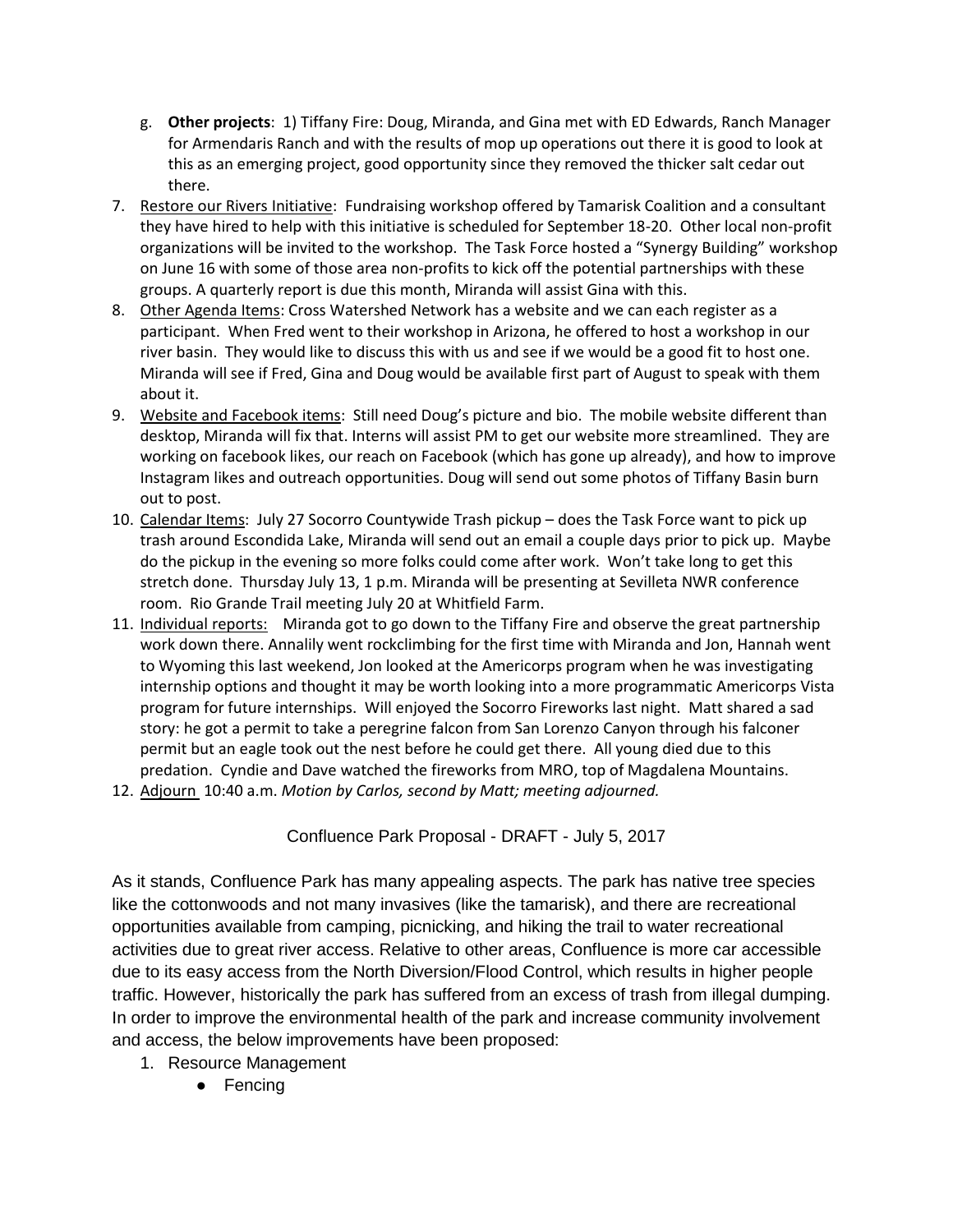g. **Other projects**: 1) Tiffany Fire: Doug, Miranda, and Gina met with ED Edwards, Ranch Manager for Armendaris Ranch and with the results of mop up operations out there it is good to look at this as an emerging project, good opportunity since they removed the thicker salt cedar out there.

7. Restore our Rivers Initiative: Fundraising workshop offered by Tamarisk Coalition and a consultant they have hired to help with this initiative is scheduled for September 18-20. Other local non-profit organizations will be invited to the workshop. The Task Force hosted a "Synergy Building" workshop on June 16 with some of those area non-profits to kick off the potential partnerships with these groups. A quarterly report is due this month, Miranda will assist Gina with this.
8. Other Agenda Items: Cross Watershed Network has a website and we can each register as a participant. When Fred went to their workshop in Arizona, he offered to host a workshop in our river basin. They would like to discuss this with us and see if we would be a good fit to host one. Miranda will see if Fred, Gina and Doug would be available first part of August to speak with them about it.
9. Website and Facebook items: Still need Doug's picture and bio. The mobile website different than desktop, Miranda will fix that. Interns will assist PM to get our website more streamlined. They are working on facebook likes, our reach on Facebook (which has gone up already), and how to improve Instagram likes and outreach opportunities. Doug will send out some photos of Tiffany Basin burn out to post.
10. Calendar Items: July 27 Socorro Countywide Trash pickup – does the Task Force want to pick up trash around Escondida Lake, Miranda will send out an email a couple days prior to pick up. Maybe do the pickup in the evening so more folks could come after work. Won't take long to get this stretch done. Thursday July 13, 1 p.m. Miranda will be presenting at Sevilleta NWR conference room. Rio Grande Trail meeting July 20 at Whitfield Farm.
11. Individual reports: Miranda got to go down to the Tiffany Fire and observe the great partnership work down there. Annalily went rockclimbing for the first time with Miranda and Jon, Hannah went to Wyoming this last weekend, Jon looked at the Americorps program when he was investigating internship options and thought it may be worth looking into a more programmatic Americorps Vista program for future internships. Will enjoyed the Socorro Fireworks last night. Matt shared a sad story: he got a permit to take a peregrine falcon from San Lorenzo Canyon through his falconer permit but an eagle took out the nest before he could get there. All young died due to this predation. Cyndie and Dave watched the fireworks from MRO, top of Magdalena Mountains.
12. Adjourn 10:40 a.m. *Motion by Carlos, second by Matt; meeting adjourned.*

## Confluence Park Proposal - DRAFT - July 5, 2017

As it stands, Confluence Park has many appealing aspects. The park has native tree species like the cottonwoods and not many invasives (like the tamarisk), and there are recreational opportunities available from camping, picnicking, and hiking the trail to water recreational activities due to great river access. Relative to other areas, Confluence is more car accessible due to its easy access from the North Diversion/Flood Control, which results in higher people traffic. However, historically the park has suffered from an excess of trash from illegal dumping. In order to improve the environmental health of the park and increase community involvement and access, the below improvements have been proposed:

1. Resource Management
   - Fencing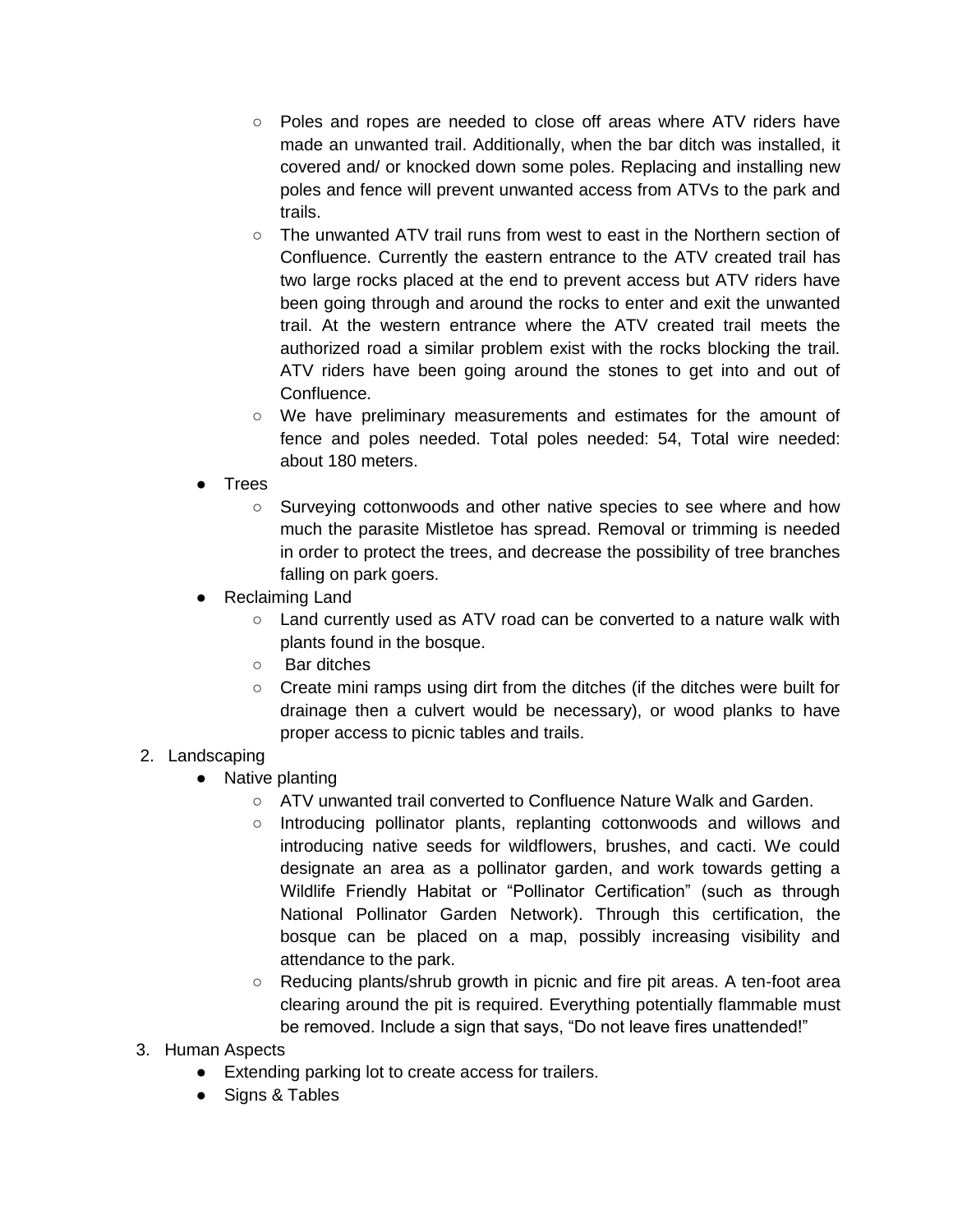- Poles and ropes are needed to close off areas where ATV riders have made an unwanted trail. Additionally, when the bar ditch was installed, it covered and/ or knocked down some poles. Replacing and installing new poles and fence will prevent unwanted access from ATVs to the park and trails.
    - The unwanted ATV trail runs from west to east in the Northern section of Confluence. Currently the eastern entrance to the ATV created trail has two large rocks placed at the end to prevent access but ATV riders have been going through and around the rocks to enter and exit the unwanted trail. At the western entrance where the ATV created trail meets the authorized road a similar problem exist with the rocks blocking the trail. ATV riders have been going around the stones to get into and out of Confluence.
    - We have preliminary measurements and estimates for the amount of fence and poles needed. Total poles needed: 54, Total wire needed: about 180 meters.
  - Trees
    - Surveying cottonwoods and other native species to see where and how much the parasite Mistletoe has spread. Removal or trimming is needed in order to protect the trees, and decrease the possibility of tree branches falling on park goers.
  - Reclaiming Land
    - Land currently used as ATV road can be converted to a nature walk with plants found in the bosque.
    - Bar ditches
    - Create mini ramps using dirt from the ditches (if the ditches were built for drainage then a culvert would be necessary), or wood planks to have proper access to picnic tables and trails.

2. Landscaping
   - Native planting
     - ATV unwanted trail converted to Confluence Nature Walk and Garden.
     - Introducing pollinator plants, replanting cottonwoods and willows and introducing native seeds for wildflowers, brushes, and cacti. We could designate an area as a pollinator garden, and work towards getting a Wildlife Friendly Habitat or "Pollinator Certification" (such as through National Pollinator Garden Network). Through this certification, the bosque can be placed on a map, possibly increasing visibility and attendance to the park.
     - Reducing plants/shrub growth in picnic and fire pit areas. A ten-foot area clearing around the pit is required. Everything potentially flammable must be removed. Include a sign that says, "Do not leave fires unattended!"
3. Human Aspects
   - Extending parking lot to create access for trailers.
   - Signs & Tables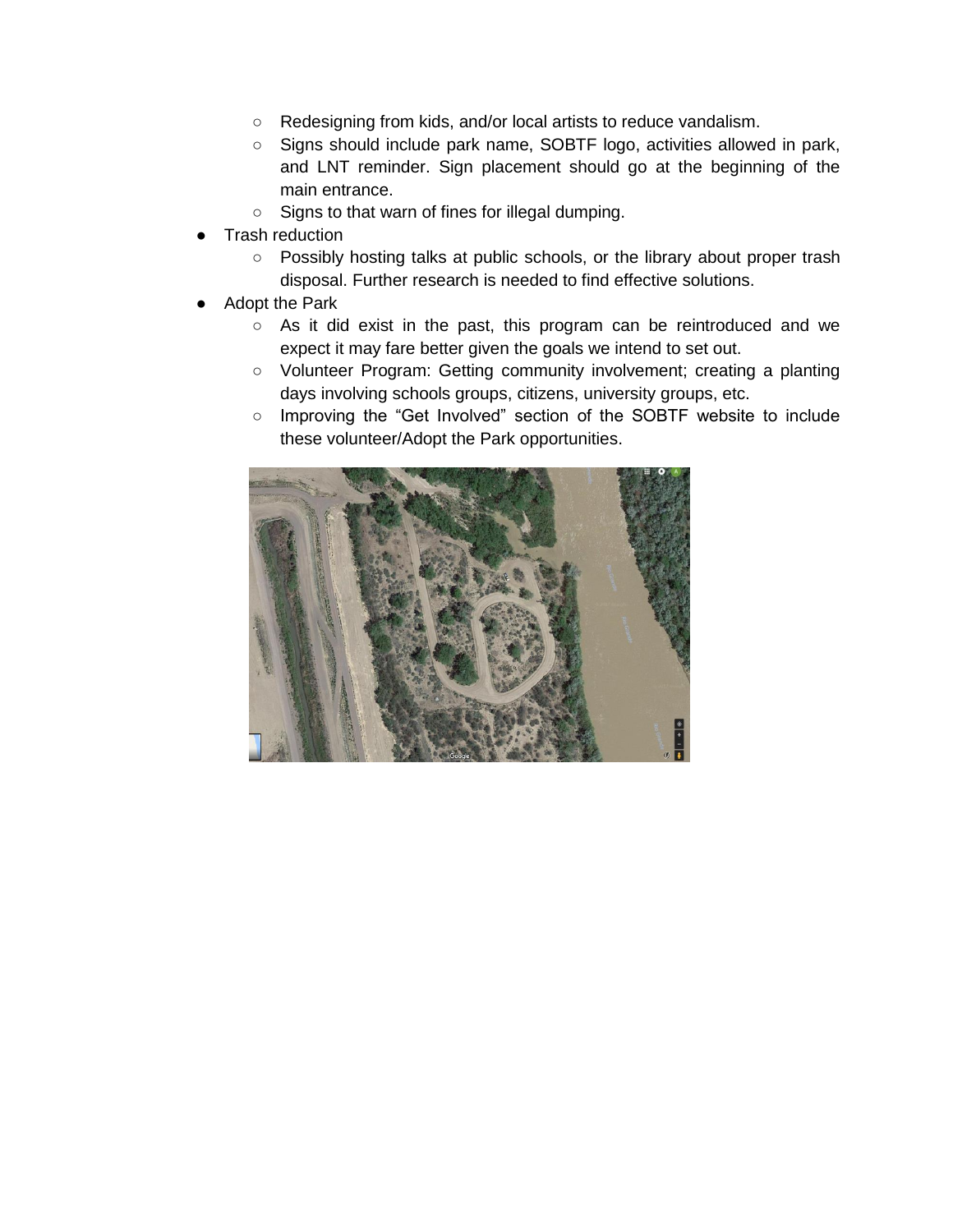- Redesigning from kids, and/or local artists to reduce vandalism.
    - Signs should include park name, SOBTF logo, activities allowed in park, and LNT reminder. Sign placement should go at the beginning of the main entrance.
    - Signs to that warn of fines for illegal dumping.
- Trash reduction
    - Possibly hosting talks at public schools, or the library about proper trash disposal. Further research is needed to find effective solutions.
- Adopt the Park
    - As it did exist in the past, this program can be reintroduced and we expect it may fare better given the goals we intend to set out.
    - Volunteer Program: Getting community involvement; creating a planting days involving schools groups, citizens, university groups, etc.
    - Improving the “Get Involved” section of the SOBTF website to include these volunteer/Adopt the Park opportunities.